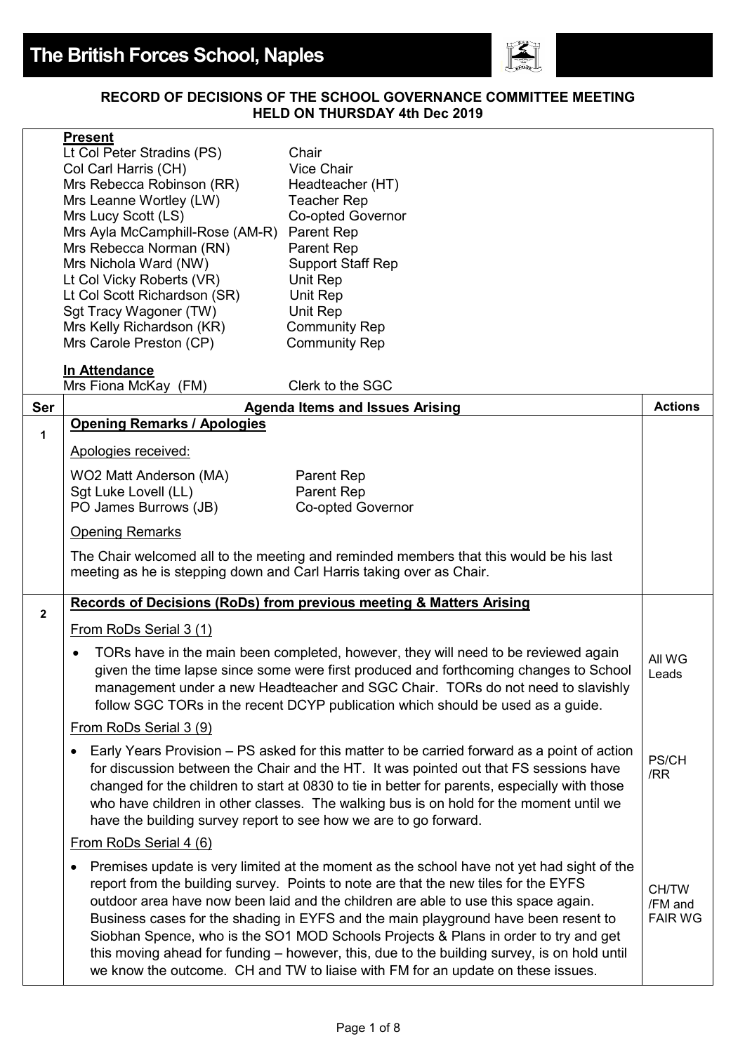# The British Forces School, Naples

**RECORD OF DECISIONS OF THE SCHOOL GOVERNANCE COMMITTEE MEETING HELD ON THURSDAY 4th Dec 2019**

**Present**

| | |
|---|---|
| Lt Col Peter Stradins (PS) | Chair |
| Col Carl Harris (CH) | Vice Chair |
| Mrs Rebecca Robinson (RR) | Headteacher (HT) |
| Mrs Leanne Wortley (LW) | Teacher Rep |
| Mrs Lucy Scott (LS) | Co-opted Governor |
| Mrs Ayla McCamphill-Rose (AM-R) | Parent Rep |
| Mrs Rebecca Norman (RN) | Parent Rep |
| Mrs Nichola Ward (NW) | Support Staff Rep |
| Lt Col Vicky Roberts (VR) | Unit Rep |
| Lt Col Scott Richardson (SR) | Unit Rep |
| Sgt Tracy Wagoner (TW) | Unit Rep |
| Mrs Kelly Richardson (KR) | Community Rep |
| Mrs Carole Preston (CP) | Community Rep |

**In Attendance**

| | |
|---|---|
| Mrs Fiona McKay (FM) | Clerk to the SGC |

| Ser | Agenda Items and Issues Arising | Actions |
|---|---|---|
| 1 | **Opening Remarks / Apologies**<br><br>Apologies received:<br><br>WO2 Matt Anderson (MA) — Parent Rep<br>Sgt Luke Lovell (LL) — Parent Rep<br>PO James Burrows (JB) — Co-opted Governor<br><br>Opening Remarks<br><br>The Chair welcomed all to the meeting and reminded members that this would be his last meeting as he is stepping down and Carl Harris taking over as Chair. | |
| 2 | **Records of Decisions (RoDs) from previous meeting & Matters Arising**<br><br>From RoDs Serial 3 (1)<br><br>• TORs have in the main been completed, however, they will need to be reviewed again given the time lapse since some were first produced and forthcoming changes to School management under a new Headteacher and SGC Chair. TORs do not need to slavishly follow SGC TORs in the recent DCYP publication which should be used as a guide. | All WG Leads |
| | From RoDs Serial 3 (9)<br><br>• Early Years Provision – PS asked for this matter to be carried forward as a point of action for discussion between the Chair and the HT. It was pointed out that FS sessions have changed for the children to start at 0830 to tie in better for parents, especially with those who have children in other classes. The walking bus is on hold for the moment until we have the building survey report to see how we are to go forward. | PS/CH /RR |
| | From RoDs Serial 4 (6)<br><br>• Premises update is very limited at the moment as the school have not yet had sight of the report from the building survey. Points to note are that the new tiles for the EYFS outdoor area have now been laid and the children are able to use this space again. Business cases for the shading in EYFS and the main playground have been resent to Siobhan Spence, who is the SO1 MOD Schools Projects & Plans in order to try and get this moving ahead for funding – however, this, due to the building survey, is on hold until we know the outcome. CH and TW to liaise with FM for an update on these issues. | CH/TW /FM and FAIR WG |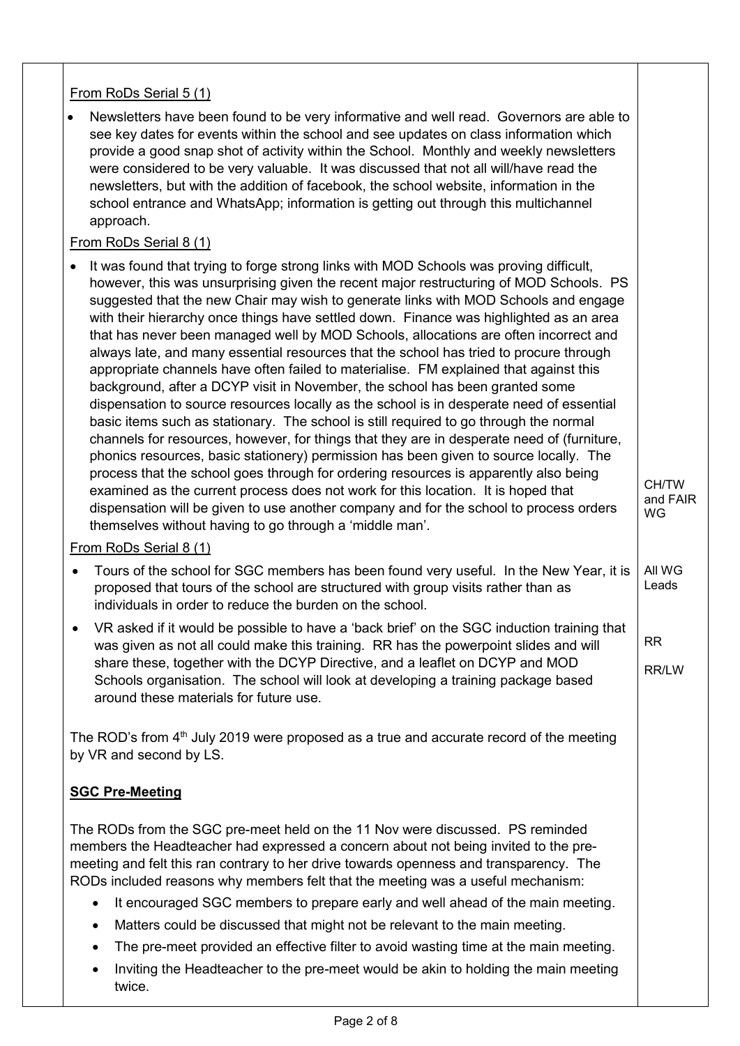From RoDs Serial 5 (1)

- Newsletters have been found to be very informative and well read. Governors are able to see key dates for events within the school and see updates on class information which provide a good snap shot of activity within the School. Monthly and weekly newsletters were considered to be very valuable. It was discussed that not all will/have read the newsletters, but with the addition of facebook, the school website, information in the school entrance and WhatsApp; information is getting out through this multichannel approach.

From RoDs Serial 8 (1)

- It was found that trying to forge strong links with MOD Schools was proving difficult, however, this was unsurprising given the recent major restructuring of MOD Schools. PS suggested that the new Chair may wish to generate links with MOD Schools and engage with their hierarchy once things have settled down. Finance was highlighted as an area that has never been managed well by MOD Schools, allocations are often incorrect and always late, and many essential resources that the school has tried to procure through appropriate channels have often failed to materialise. FM explained that against this background, after a DCYP visit in November, the school has been granted some dispensation to source resources locally as the school is in desperate need of essential basic items such as stationary. The school is still required to go through the normal channels for resources, however, for things that they are in desperate need of (furniture, phonics resources, basic stationery) permission has been given to source locally. The process that the school goes through for ordering resources is apparently also being examined as the current process does not work for this location. It is hoped that dispensation will be given to use another company and for the school to process orders themselves without having to go through a 'middle man'. **CH/TW and FAIR WG**

From RoDs Serial 8 (1)

- Tours of the school for SGC members has been found very useful. In the New Year, it is proposed that tours of the school are structured with group visits rather than as individuals in order to reduce the burden on the school. **All WG Leads**
- VR asked if it would be possible to have a 'back brief' on the SGC induction training that was given as not all could make this training. RR has the powerpoint slides and will share these, together with the DCYP Directive, and a leaflet on DCYP and MOD Schools organisation. The school will look at developing a training package based around these materials for future use. **RR** **RR/LW**

The ROD's from 4th July 2019 were proposed as a true and accurate record of the meeting by VR and second by LS.

**SGC Pre-Meeting**

The RODs from the SGC pre-meet held on the 11 Nov were discussed. PS reminded members the Headteacher had expressed a concern about not being invited to the pre-meeting and felt this ran contrary to her drive towards openness and transparency. The RODs included reasons why members felt that the meeting was a useful mechanism:

- It encouraged SGC members to prepare early and well ahead of the main meeting.
- Matters could be discussed that might not be relevant to the main meeting.
- The pre-meet provided an effective filter to avoid wasting time at the main meeting.
- Inviting the Headteacher to the pre-meet would be akin to holding the main meeting twice.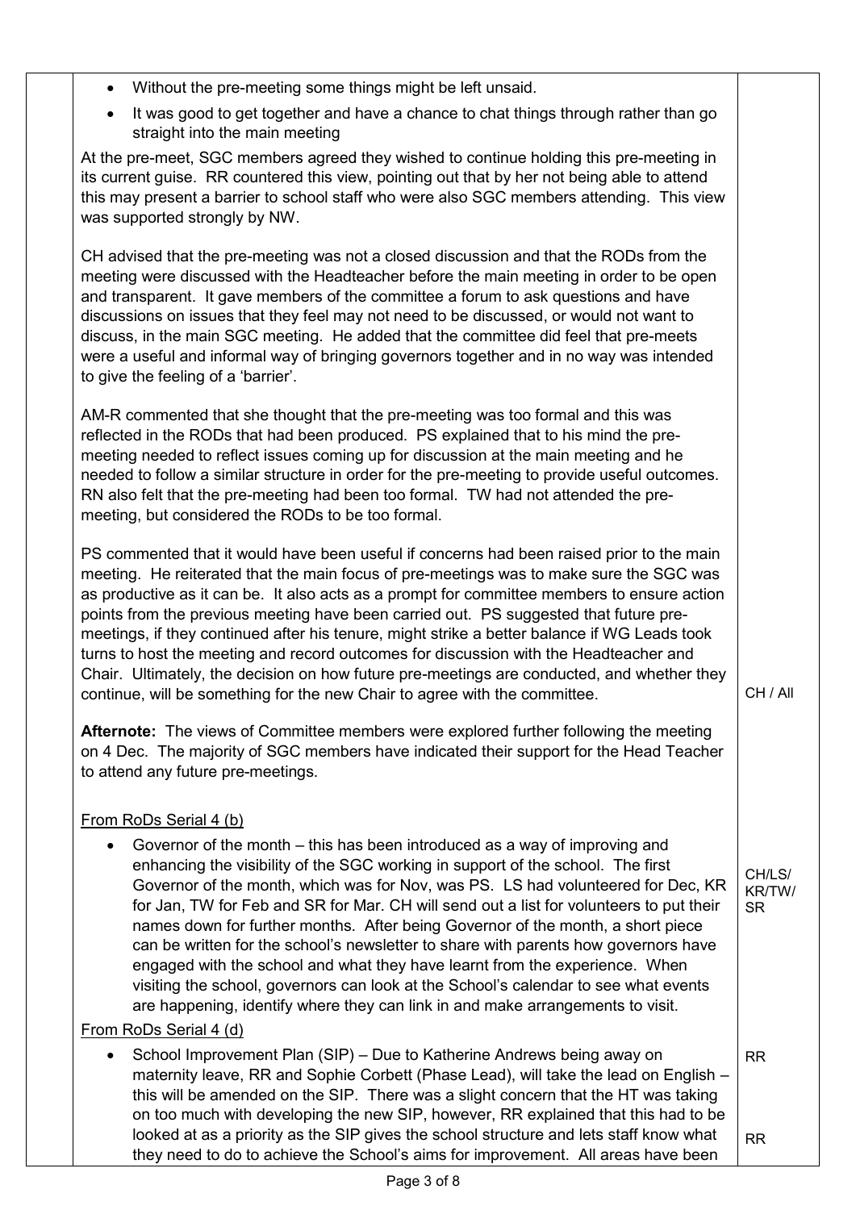| | | |
|---|---|---|
| | • Without the pre-meeting some things might be left unsaid.<br>• It was good to get together and have a chance to chat things through rather than go straight into the main meeting<br><br>At the pre-meet, SGC members agreed they wished to continue holding this pre-meeting in its current guise. RR countered this view, pointing out that by her not being able to attend this may present a barrier to school staff who were also SGC members attending. This view was supported strongly by NW.<br><br>CH advised that the pre-meeting was not a closed discussion and that the RODs from the meeting were discussed with the Headteacher before the main meeting in order to be open and transparent. It gave members of the committee a forum to ask questions and have discussions on issues that they feel may not need to be discussed, or would not want to discuss, in the main SGC meeting. He added that the committee did feel that pre-meets were a useful and informal way of bringing governors together and in no way was intended to give the feeling of a 'barrier'.<br><br>AM-R commented that she thought that the pre-meeting was too formal and this was reflected in the RODs that had been produced. PS explained that to his mind the pre-meeting needed to reflect issues coming up for discussion at the main meeting and he needed to follow a similar structure in order for the pre-meeting to provide useful outcomes. RN also felt that the pre-meeting had been too formal. TW had not attended the pre-meeting, but considered the RODs to be too formal.<br><br>PS commented that it would have been useful if concerns had been raised prior to the main meeting. He reiterated that the main focus of pre-meetings was to make sure the SGC was as productive as it can be. It also acts as a prompt for committee members to ensure action points from the previous meeting have been carried out. PS suggested that future pre-meetings, if they continued after his tenure, might strike a better balance if WG Leads took turns to host the meeting and record outcomes for discussion with the Headteacher and Chair. Ultimately, the decision on how future pre-meetings are conducted, and whether they continue, will be something for the new Chair to agree with the committee. | CH / All |
| | **Afternote:** The views of Committee members were explored further following the meeting on 4 Dec. The majority of SGC members have indicated their support for the Head Teacher to attend any future pre-meetings. | |
| | From RoDs Serial 4 (b)<br><br>• Governor of the month – this has been introduced as a way of improving and enhancing the visibility of the SGC working in support of the school. The first Governor of the month, which was for Nov, was PS. LS had volunteered for Dec, KR for Jan, TW for Feb and SR for Mar. CH will send out a list for volunteers to put their names down for further months. After being Governor of the month, a short piece can be written for the school's newsletter to share with parents how governors have engaged with the school and what they have learnt from the experience. When visiting the school, governors can look at the School's calendar to see what events are happening, identify where they can link in and make arrangements to visit. | CH/LS/ KR/TW/ SR |
| | From RoDs Serial 4 (d)<br><br>• School Improvement Plan (SIP) – Due to Katherine Andrews being away on maternity leave, RR and Sophie Corbett (Phase Lead), will take the lead on English – this will be amended on the SIP. There was a slight concern that the HT was taking on too much with developing the new SIP, however, RR explained that this had to be looked at as a priority as the SIP gives the school structure and lets staff know what they need to do to achieve the School's aims for improvement. All areas have been | RR<br><br>RR |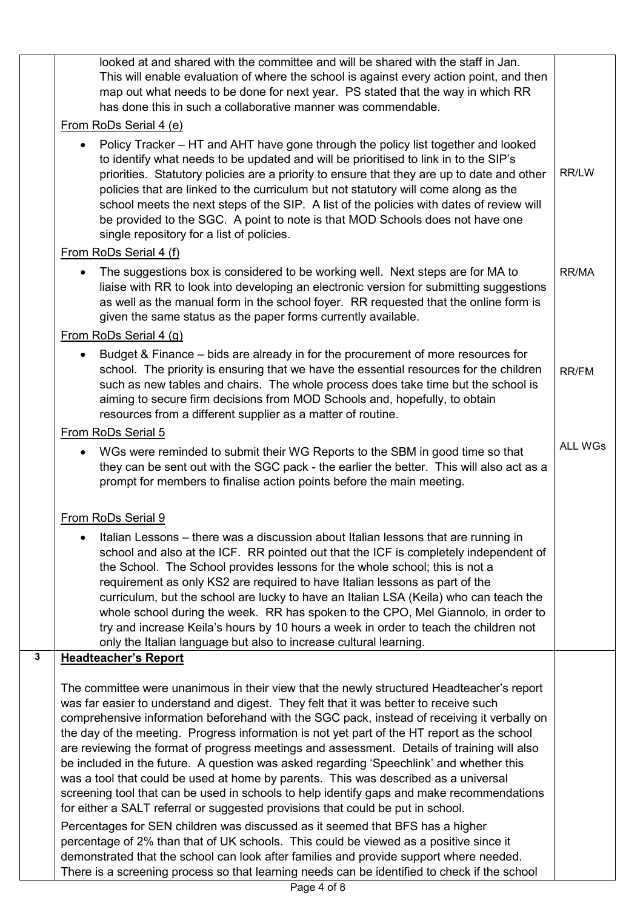| | | |
|---|---|---|
| | looked at and shared with the committee and will be shared with the staff in Jan. This will enable evaluation of where the school is against every action point, and then map out what needs to be done for next year. PS stated that the way in which RR has done this in such a collaborative manner was commendable. | |
| | From RoDs Serial 4 (e) | |
| | • Policy Tracker – HT and AHT have gone through the policy list together and looked to identify what needs to be updated and will be prioritised to link in to the SIP's priorities. Statutory policies are a priority to ensure that they are up to date and other policies that are linked to the curriculum but not statutory will come along as the school meets the next steps of the SIP. A list of the policies with dates of review will be provided to the SGC. A point to note is that MOD Schools does not have one single repository for a list of policies. | RR/LW |
| | From RoDs Serial 4 (f) | |
| | • The suggestions box is considered to be working well. Next steps are for MA to liaise with RR to look into developing an electronic version for submitting suggestions as well as the manual form in the school foyer. RR requested that the online form is given the same status as the paper forms currently available. | RR/MA |
| | From RoDs Serial 4 (g) | |
| | • Budget & Finance – bids are already in for the procurement of more resources for school. The priority is ensuring that we have the essential resources for the children such as new tables and chairs. The whole process does take time but the school is aiming to secure firm decisions from MOD Schools and, hopefully, to obtain resources from a different supplier as a matter of routine. | RR/FM |
| | From RoDs Serial 5 | |
| | • WGs were reminded to submit their WG Reports to the SBM in good time so that they can be sent out with the SGC pack - the earlier the better. This will also act as a prompt for members to finalise action points before the main meeting. | ALL WGs |
| | From RoDs Serial 9 | |
| | • Italian Lessons – there was a discussion about Italian lessons that are running in school and also at the ICF. RR pointed out that the ICF is completely independent of the School. The School provides lessons for the whole school; this is not a requirement as only KS2 are required to have Italian lessons as part of the curriculum, but the school are lucky to have an Italian LSA (Keila) who can teach the whole school during the week. RR has spoken to the CPO, Mel Giannolo, in order to try and increase Keila's hours by 10 hours a week in order to teach the children not only the Italian language but also to increase cultural learning. | |
| **3** | **Headteacher's Report**<br><br>The committee were unanimous in their view that the newly structured Headteacher's report was far easier to understand and digest. They felt that it was better to receive such comprehensive information beforehand with the SGC pack, instead of receiving it verbally on the day of the meeting. Progress information is not yet part of the HT report as the school are reviewing the format of progress meetings and assessment. Details of training will also be included in the future. A question was asked regarding 'Speechlink' and whether this was a tool that could be used at home by parents. This was described as a universal screening tool that can be used in schools to help identify gaps and make recommendations for either a SALT referral or suggested provisions that could be put in school.<br><br>Percentages for SEN children was discussed as it seemed that BFS has a higher percentage of 2% than that of UK schools. This could be viewed as a positive since it demonstrated that the school can look after families and provide support where needed. There is a screening process so that learning needs can be identified to check if the school | |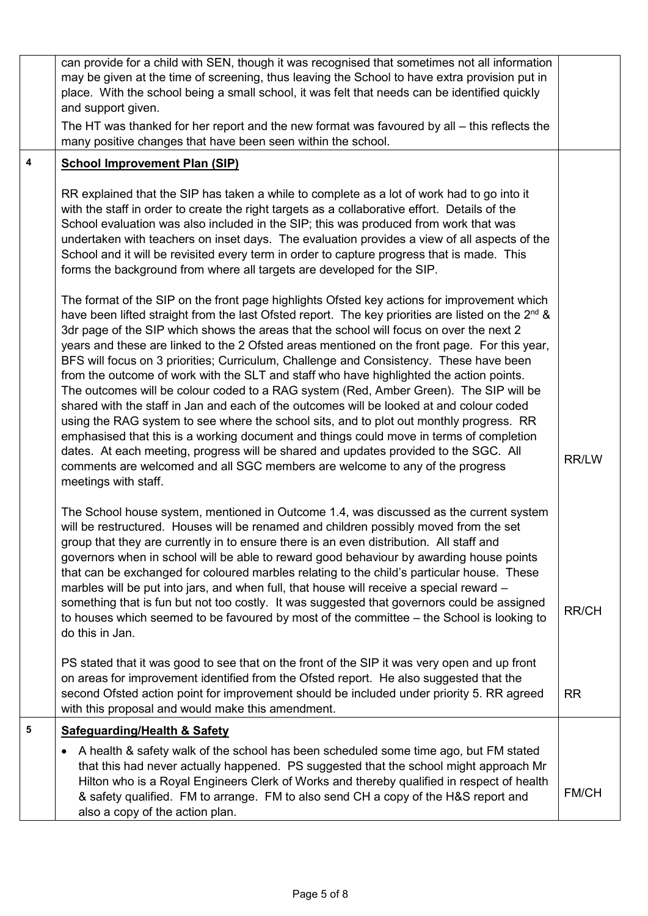| | | |
|---|---|---|
| | can provide for a child with SEN, though it was recognised that sometimes not all information may be given at the time of screening, thus leaving the School to have extra provision put in place. With the school being a small school, it was felt that needs can be identified quickly and support given.<br><br>The HT was thanked for her report and the new format was favoured by all – this reflects the many positive changes that have been seen within the school. | |
| **4** | **<u>School Improvement Plan (SIP)</u>**<br><br>RR explained that the SIP has taken a while to complete as a lot of work had to go into it with the staff in order to create the right targets as a collaborative effort. Details of the School evaluation was also included in the SIP; this was produced from work that was undertaken with teachers on inset days. The evaluation provides a view of all aspects of the School and it will be revisited every term in order to capture progress that is made. This forms the background from where all targets are developed for the SIP.<br><br>The format of the SIP on the front page highlights Ofsted key actions for improvement which have been lifted straight from the last Ofsted report. The key priorities are listed on the 2nd & 3dr page of the SIP which shows the areas that the school will focus on over the next 2 years and these are linked to the 2 Ofsted areas mentioned on the front page. For this year, BFS will focus on 3 priorities; Curriculum, Challenge and Consistency. These have been from the outcome of work with the SLT and staff who have highlighted the action points. The outcomes will be colour coded to a RAG system (Red, Amber Green). The SIP will be shared with the staff in Jan and each of the outcomes will be looked at and colour coded using the RAG system to see where the school sits, and to plot out monthly progress. RR emphasised that this is a working document and things could move in terms of completion dates. At each meeting, progress will be shared and updates provided to the SGC. All comments are welcomed and all SGC members are welcome to any of the progress meetings with staff. | RR/LW |
| | The School house system, mentioned in Outcome 1.4, was discussed as the current system will be restructured. Houses will be renamed and children possibly moved from the set group that they are currently in to ensure there is an even distribution. All staff and governors when in school will be able to reward good behaviour by awarding house points that can be exchanged for coloured marbles relating to the child's particular house. These marbles will be put into jars, and when full, that house will receive a special reward – something that is fun but not too costly. It was suggested that governors could be assigned to houses which seemed to be favoured by most of the committee – the School is looking to do this in Jan. | RR/CH |
| | PS stated that it was good to see that on the front of the SIP it was very open and up front on areas for improvement identified from the Ofsted report. He also suggested that the second Ofsted action point for improvement should be included under priority 5. RR agreed with this proposal and would make this amendment. | RR |
| **5** | **<u>Safeguarding/Health & Safety</u>**<br><br>• A health & safety walk of the school has been scheduled some time ago, but FM stated that this had never actually happened. PS suggested that the school might approach Mr Hilton who is a Royal Engineers Clerk of Works and thereby qualified in respect of health & safety qualified. FM to arrange. FM to also send CH a copy of the H&S report and also a copy of the action plan. | FM/CH |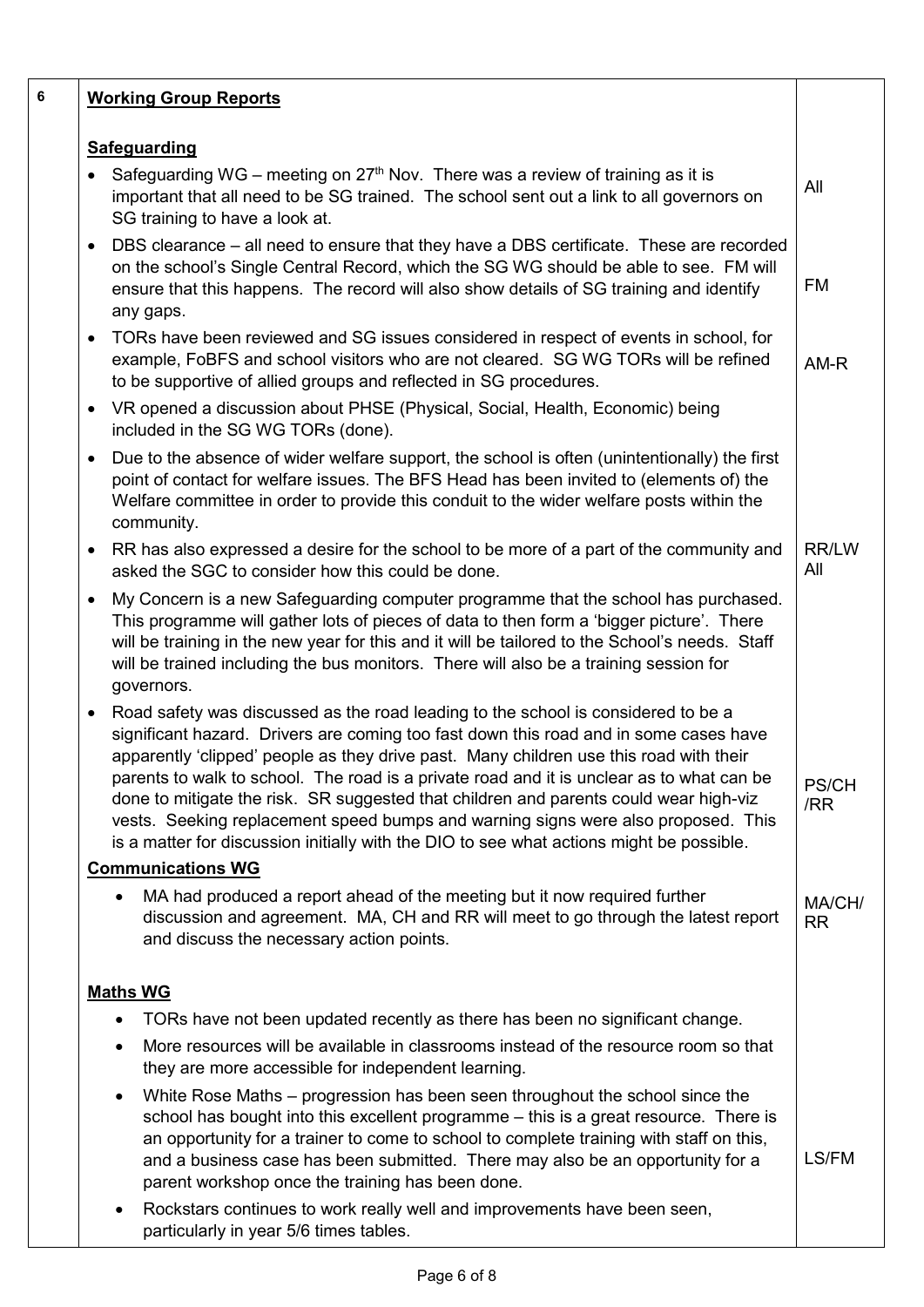| 6 | **Working Group Reports** | |
|---|---|---|
| | **Safeguarding** | |
| | • Safeguarding WG – meeting on 27th Nov. There was a review of training as it is important that all need to be SG trained. The school sent out a link to all governors on SG training to have a look at. | All |
| | • DBS clearance – all need to ensure that they have a DBS certificate. These are recorded on the school's Single Central Record, which the SG WG should be able to see. FM will ensure that this happens. The record will also show details of SG training and identify any gaps. | FM |
| | • TORs have been reviewed and SG issues considered in respect of events in school, for example, FoBFS and school visitors who are not cleared. SG WG TORs will be refined to be supportive of allied groups and reflected in SG procedures. | AM-R |
| | • VR opened a discussion about PHSE (Physical, Social, Health, Economic) being included in the SG WG TORs (done). | |
| | • Due to the absence of wider welfare support, the school is often (unintentionally) the first point of contact for welfare issues. The BFS Head has been invited to (elements of) the Welfare committee in order to provide this conduit to the wider welfare posts within the community. | |
| | • RR has also expressed a desire for the school to be more of a part of the community and asked the SGC to consider how this could be done. | RR/LW All |
| | • My Concern is a new Safeguarding computer programme that the school has purchased. This programme will gather lots of pieces of data to then form a 'bigger picture'. There will be training in the new year for this and it will be tailored to the School's needs. Staff will be trained including the bus monitors. There will also be a training session for governors. | |
| | • Road safety was discussed as the road leading to the school is considered to be a significant hazard. Drivers are coming too fast down this road and in some cases have apparently 'clipped' people as they drive past. Many children use this road with their parents to walk to school. The road is a private road and it is unclear as to what can be done to mitigate the risk. SR suggested that children and parents could wear high-viz vests. Seeking replacement speed bumps and warning signs were also proposed. This is a matter for discussion initially with the DIO to see what actions might be possible. | PS/CH /RR |
| | **Communications WG** | |
| | • MA had produced a report ahead of the meeting but it now required further discussion and agreement. MA, CH and RR will meet to go through the latest report and discuss the necessary action points. | MA/CH/ RR |
| | **Maths WG** | |
| | • TORs have not been updated recently as there has been no significant change. | |
| | • More resources will be available in classrooms instead of the resource room so that they are more accessible for independent learning. | |
| | • White Rose Maths – progression has been seen throughout the school since the school has bought into this excellent programme – this is a great resource. There is an opportunity for a trainer to come to school to complete training with staff on this, and a business case has been submitted. There may also be an opportunity for a parent workshop once the training has been done. | LS/FM |
| | • Rockstars continues to work really well and improvements have been seen, particularly in year 5/6 times tables. | |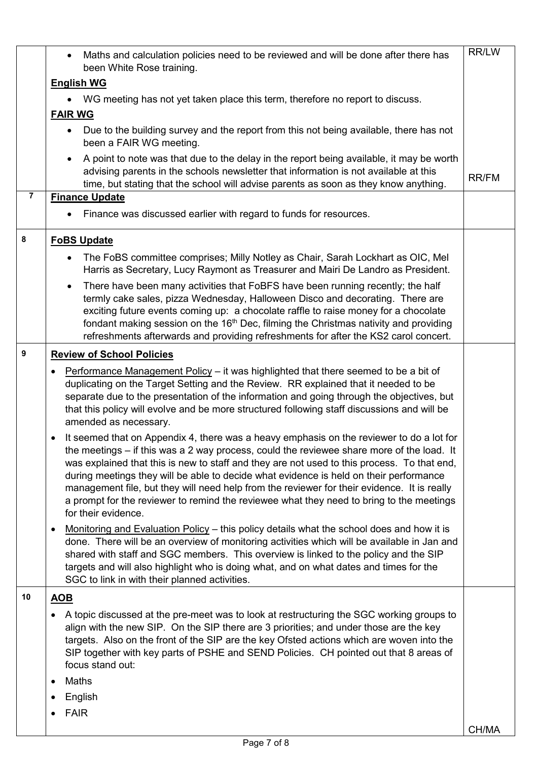| | | |
|---|---|---|
| | • Maths and calculation policies need to be reviewed and will be done after there has been White Rose training.<br>**English WG**<br>• WG meeting has not yet taken place this term, therefore no report to discuss.<br>**FAIR WG**<br>• Due to the building survey and the report from this not being available, there has not been a FAIR WG meeting.<br>• A point to note was that due to the delay in the report being available, it may be worth advising parents in the schools newsletter that information is not available at this time, but stating that the school will advise parents as soon as they know anything. | RR/LW<br><br><br><br><br><br>RR/FM |
| 7 | **Finance Update**<br>• Finance was discussed earlier with regard to funds for resources. | |
| 8 | **FoBS Update**<br>• The FoBS committee comprises; Milly Notley as Chair, Sarah Lockhart as OIC, Mel Harris as Secretary, Lucy Raymont as Treasurer and Mairi De Landro as President.<br>• There have been many activities that FoBFS have been running recently; the half termly cake sales, pizza Wednesday, Halloween Disco and decorating. There are exciting future events coming up: a chocolate raffle to raise money for a chocolate fondant making session on the 16th Dec, filming the Christmas nativity and providing refreshments afterwards and providing refreshments for after the KS2 carol concert. | |
| 9 | **Review of School Policies**<br>• Performance Management Policy – it was highlighted that there seemed to be a bit of duplicating on the Target Setting and the Review. RR explained that it needed to be separate due to the presentation of the information and going through the objectives, but that this policy will evolve and be more structured following staff discussions and will be amended as necessary.<br>• It seemed that on Appendix 4, there was a heavy emphasis on the reviewer to do a lot for the meetings – if this was a 2 way process, could the reviewee share more of the load. It was explained that this is new to staff and they are not used to this process. To that end, during meetings they will be able to decide what evidence is held on their performance management file, but they will need help from the reviewer for their evidence. It is really a prompt for the reviewer to remind the reviewee what they need to bring to the meetings for their evidence.<br>• Monitoring and Evaluation Policy – this policy details what the school does and how it is done. There will be an overview of monitoring activities which will be available in Jan and shared with staff and SGC members. This overview is linked to the policy and the SIP targets and will also highlight who is doing what, and on what dates and times for the SGC to link in with their planned activities. | |
| 10 | **AOB**<br>• A topic discussed at the pre-meet was to look at restructuring the SGC working groups to align with the new SIP. On the SIP there are 3 priorities; and under those are the key targets. Also on the front of the SIP are the key Ofsted actions which are woven into the SIP together with key parts of PSHE and SEND Policies. CH pointed out that 8 areas of focus stand out:<br>• Maths<br>• English<br>• FAIR | CH/MA |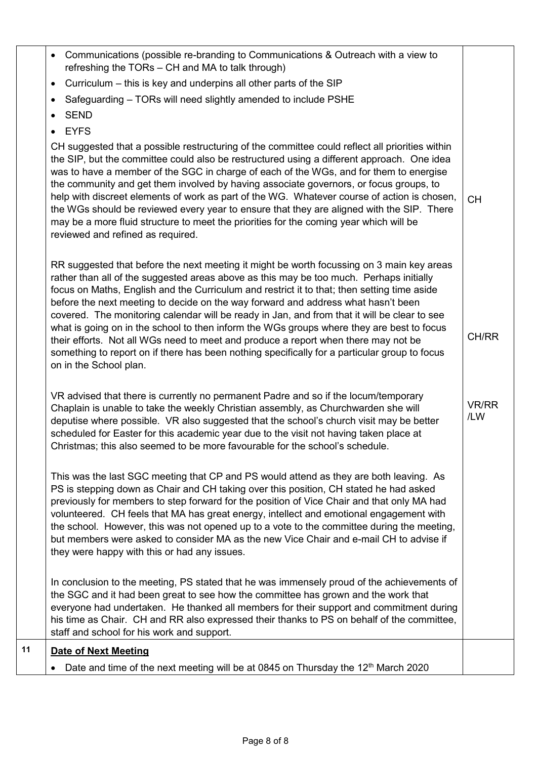| | | |
|---|---|---|
| | • Communications (possible re-branding to Communications & Outreach with a view to refreshing the TORs – CH and MA to talk through)<br>• Curriculum – this is key and underpins all other parts of the SIP<br>• Safeguarding – TORs will need slightly amended to include PSHE<br>• SEND<br>• EYFS<br><br>CH suggested that a possible restructuring of the committee could reflect all priorities within the SIP, but the committee could also be restructured using a different approach. One idea was to have a member of the SGC in charge of each of the WGs, and for them to energise the community and get them involved by having associate governors, or focus groups, to help with discreet elements of work as part of the WG. Whatever course of action is chosen, the WGs should be reviewed every year to ensure that they are aligned with the SIP. There may be a more fluid structure to meet the priorities for the coming year which will be reviewed and refined as required. | CH |
| | RR suggested that before the next meeting it might be worth focussing on 3 main key areas rather than all of the suggested areas above as this may be too much. Perhaps initially focus on Maths, English and the Curriculum and restrict it to that; then setting time aside before the next meeting to decide on the way forward and address what hasn't been covered. The monitoring calendar will be ready in Jan, and from that it will be clear to see what is going on in the school to then inform the WGs groups where they are best to focus their efforts. Not all WGs need to meet and produce a report when there may not be something to report on if there has been nothing specifically for a particular group to focus on in the School plan. | CH/RR |
| | VR advised that there is currently no permanent Padre and so if the locum/temporary Chaplain is unable to take the weekly Christian assembly, as Churchwarden she will deputise where possible. VR also suggested that the school's church visit may be better scheduled for Easter for this academic year due to the visit not having taken place at Christmas; this also seemed to be more favourable for the school's schedule. | VR/RR /LW |
| | This was the last SGC meeting that CP and PS would attend as they are both leaving. As PS is stepping down as Chair and CH taking over this position, CH stated he had asked previously for members to step forward for the position of Vice Chair and that only MA had volunteered. CH feels that MA has great energy, intellect and emotional engagement with the school. However, this was not opened up to a vote to the committee during the meeting, but members were asked to consider MA as the new Vice Chair and e-mail CH to advise if they were happy with this or had any issues. | |
| | In conclusion to the meeting, PS stated that he was immensely proud of the achievements of the SGC and it had been great to see how the committee has grown and the work that everyone had undertaken. He thanked all members for their support and commitment during his time as Chair. CH and RR also expressed their thanks to PS on behalf of the committee, staff and school for his work and support. | |
| **11** | **Date of Next Meeting**<br>• Date and time of the next meeting will be at 0845 on Thursday the 12th March 2020 | |